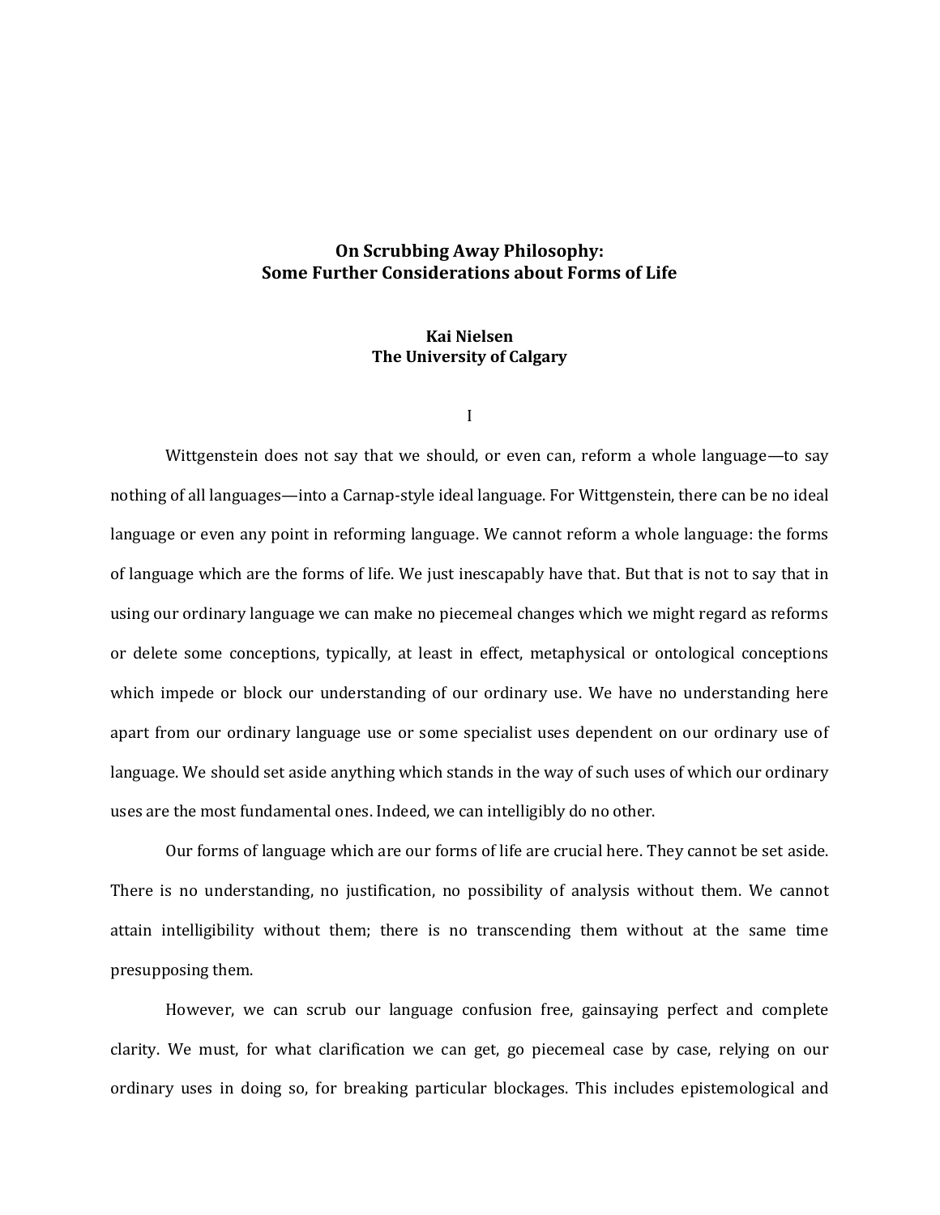# On Scrubbing Away Philosophy: Some Further Considerations about Forms of Life

**Kai Nielsen**
**The University of Calgary**

## I

Wittgenstein does not say that we should, or even can, reform a whole language—to say nothing of all languages—into a Carnap-style ideal language. For Wittgenstein, there can be no ideal language or even any point in reforming language. We cannot reform a whole language: the forms of language which are the forms of life. We just inescapably have that. But that is not to say that in using our ordinary language we can make no piecemeal changes which we might regard as reforms or delete some conceptions, typically, at least in effect, metaphysical or ontological conceptions which impede or block our understanding of our ordinary use. We have no understanding here apart from our ordinary language use or some specialist uses dependent on our ordinary use of language. We should set aside anything which stands in the way of such uses of which our ordinary uses are the most fundamental ones. Indeed, we can intelligibly do no other.

Our forms of language which are our forms of life are crucial here. They cannot be set aside. There is no understanding, no justification, no possibility of analysis without them. We cannot attain intelligibility without them; there is no transcending them without at the same time presupposing them.

However, we can scrub our language confusion free, gainsaying perfect and complete clarity. We must, for what clarification we can get, go piecemeal case by case, relying on our ordinary uses in doing so, for breaking particular blockages. This includes epistemological and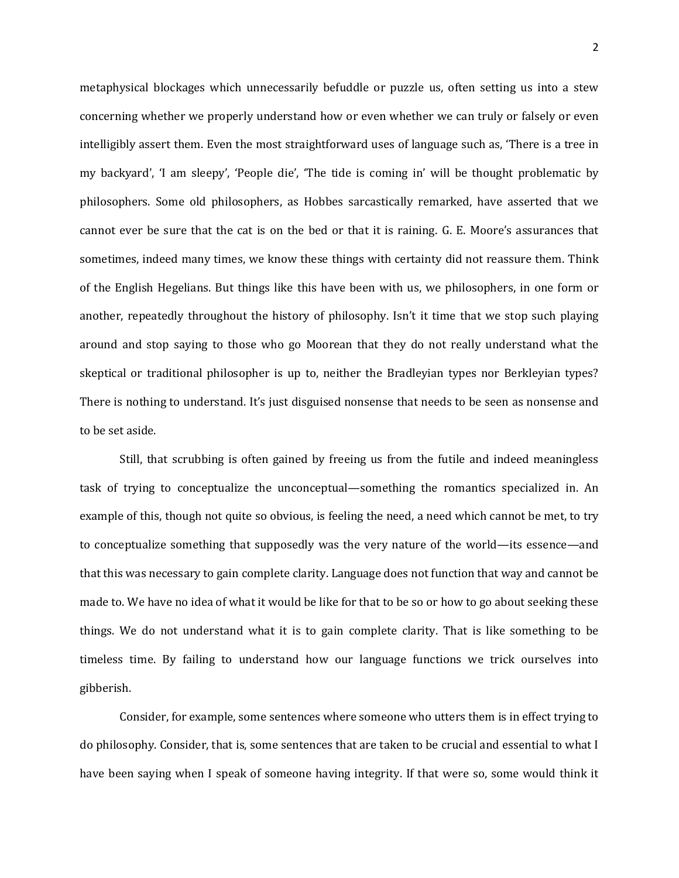metaphysical blockages which unnecessarily befuddle or puzzle us, often setting us into a stew concerning whether we properly understand how or even whether we can truly or falsely or even intelligibly assert them. Even the most straightforward uses of language such as, 'There is a tree in my backyard', 'I am sleepy', 'People die', 'The tide is coming in' will be thought problematic by philosophers. Some old philosophers, as Hobbes sarcastically remarked, have asserted that we cannot ever be sure that the cat is on the bed or that it is raining. G. E. Moore's assurances that sometimes, indeed many times, we know these things with certainty did not reassure them. Think of the English Hegelians. But things like this have been with us, we philosophers, in one form or another, repeatedly throughout the history of philosophy. Isn't it time that we stop such playing around and stop saying to those who go Moorean that they do not really understand what the skeptical or traditional philosopher is up to, neither the Bradleyian types nor Berkleyian types? There is nothing to understand. It's just disguised nonsense that needs to be seen as nonsense and to be set aside.

Still, that scrubbing is often gained by freeing us from the futile and indeed meaningless task of trying to conceptualize the unconceptual—something the romantics specialized in. An example of this, though not quite so obvious, is feeling the need, a need which cannot be met, to try to conceptualize something that supposedly was the very nature of the world—its essence—and that this was necessary to gain complete clarity. Language does not function that way and cannot be made to. We have no idea of what it would be like for that to be so or how to go about seeking these things. We do not understand what it is to gain complete clarity. That is like something to be timeless time. By failing to understand how our language functions we trick ourselves into gibberish.

Consider, for example, some sentences where someone who utters them is in effect trying to do philosophy. Consider, that is, some sentences that are taken to be crucial and essential to what I have been saying when I speak of someone having integrity. If that were so, some would think it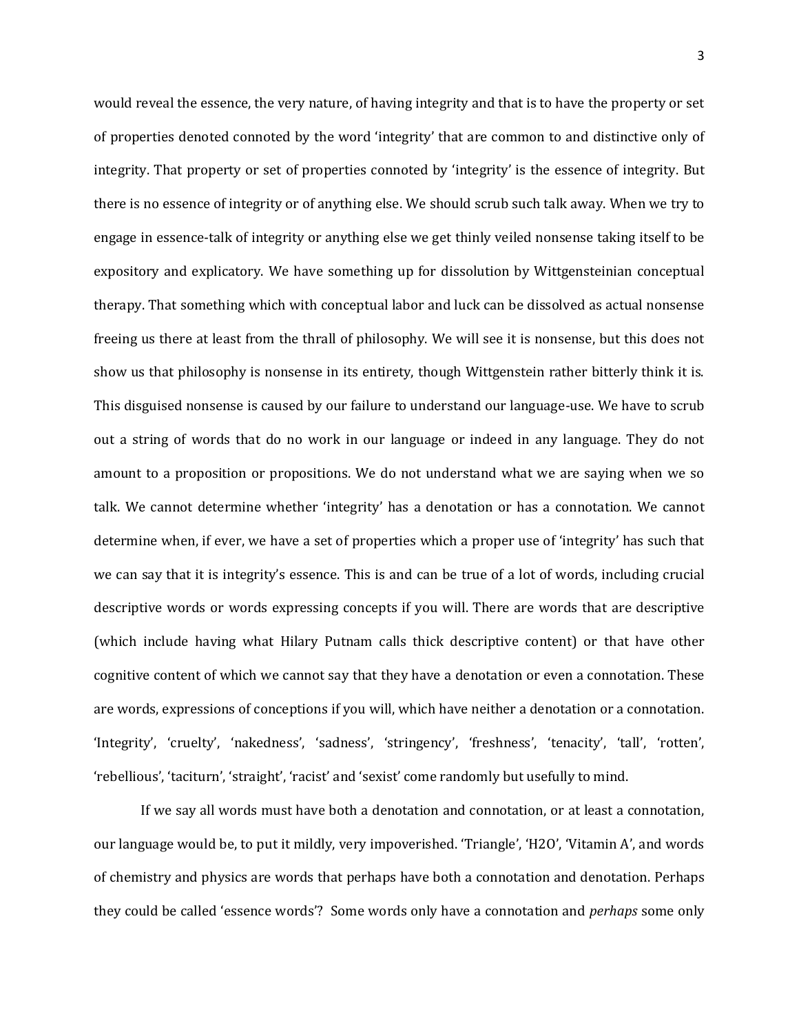would reveal the essence, the very nature, of having integrity and that is to have the property or set of properties denoted connoted by the word 'integrity' that are common to and distinctive only of integrity. That property or set of properties connoted by 'integrity' is the essence of integrity. But there is no essence of integrity or of anything else. We should scrub such talk away. When we try to engage in essence-talk of integrity or anything else we get thinly veiled nonsense taking itself to be expository and explicatory. We have something up for dissolution by Wittgensteinian conceptual therapy. That something which with conceptual labor and luck can be dissolved as actual nonsense freeing us there at least from the thrall of philosophy. We will see it is nonsense, but this does not show us that philosophy is nonsense in its entirety, though Wittgenstein rather bitterly think it is. This disguised nonsense is caused by our failure to understand our language-use. We have to scrub out a string of words that do no work in our language or indeed in any language. They do not amount to a proposition or propositions. We do not understand what we are saying when we so talk. We cannot determine whether 'integrity' has a denotation or has a connotation. We cannot determine when, if ever, we have a set of properties which a proper use of 'integrity' has such that we can say that it is integrity's essence. This is and can be true of a lot of words, including crucial descriptive words or words expressing concepts if you will. There are words that are descriptive (which include having what Hilary Putnam calls thick descriptive content) or that have other cognitive content of which we cannot say that they have a denotation or even a connotation. These are words, expressions of conceptions if you will, which have neither a denotation or a connotation. 'Integrity', 'cruelty', 'nakedness', 'sadness', 'stringency', 'freshness', 'tenacity', 'tall', 'rotten', 'rebellious', 'taciturn', 'straight', 'racist' and 'sexist' come randomly but usefully to mind.

If we say all words must have both a denotation and connotation, or at least a connotation, our language would be, to put it mildly, very impoverished. 'Triangle', 'H2O', 'Vitamin A', and words of chemistry and physics are words that perhaps have both a connotation and denotation. Perhaps they could be called 'essence words'? Some words only have a connotation and *perhaps* some only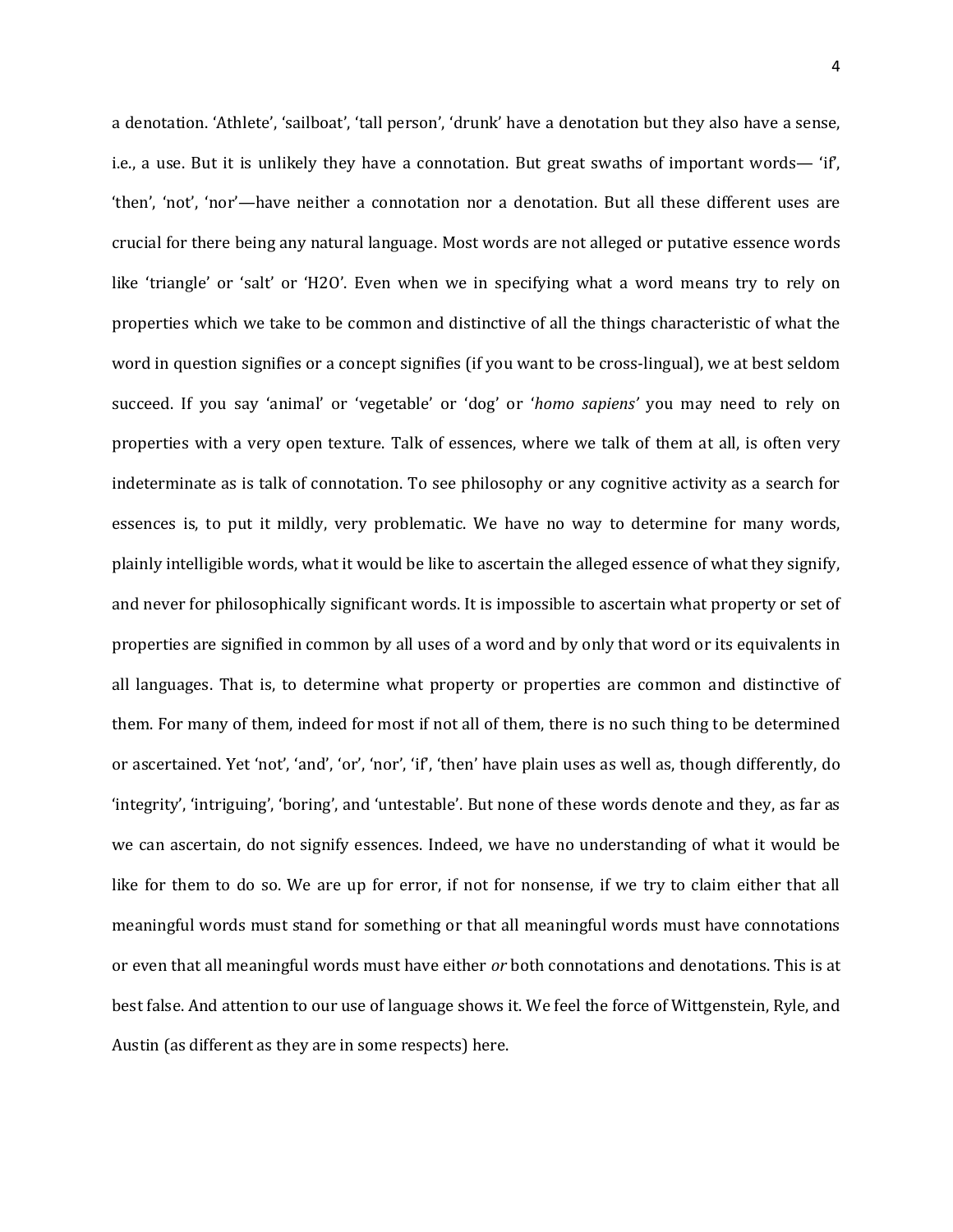a denotation. ‘Athlete’, ‘sailboat’, ‘tall person’, ‘drunk’ have a denotation but they also have a sense, i.e., a use. But it is unlikely they have a connotation. But great swaths of important words— ‘if’, ‘then’, ‘not’, ‘nor’—have neither a connotation nor a denotation. But all these different uses are crucial for there being any natural language. Most words are not alleged or putative essence words like ‘triangle’ or ‘salt’ or ‘H2O’. Even when we in specifying what a word means try to rely on properties which we take to be common and distinctive of all the things characteristic of what the word in question signifies or a concept signifies (if you want to be cross-lingual), we at best seldom succeed. If you say ‘animal’ or ‘vegetable’ or ‘dog’ or ‘*homo sapiens’* you may need to rely on properties with a very open texture. Talk of essences, where we talk of them at all, is often very indeterminate as is talk of connotation. To see philosophy or any cognitive activity as a search for essences is, to put it mildly, very problematic. We have no way to determine for many words, plainly intelligible words, what it would be like to ascertain the alleged essence of what they signify, and never for philosophically significant words. It is impossible to ascertain what property or set of properties are signified in common by all uses of a word and by only that word or its equivalents in all languages. That is, to determine what property or properties are common and distinctive of them. For many of them, indeed for most if not all of them, there is no such thing to be determined or ascertained. Yet ‘not’, ‘and’, ‘or’, ‘nor’, ‘if’, ‘then’ have plain uses as well as, though differently, do ‘integrity’, ‘intriguing’, ‘boring’, and ‘untestable’. But none of these words denote and they, as far as we can ascertain, do not signify essences. Indeed, we have no understanding of what it would be like for them to do so. We are up for error, if not for nonsense, if we try to claim either that all meaningful words must stand for something or that all meaningful words must have connotations or even that all meaningful words must have either *or* both connotations and denotations. This is at best false. And attention to our use of language shows it. We feel the force of Wittgenstein, Ryle, and Austin (as different as they are in some respects) here.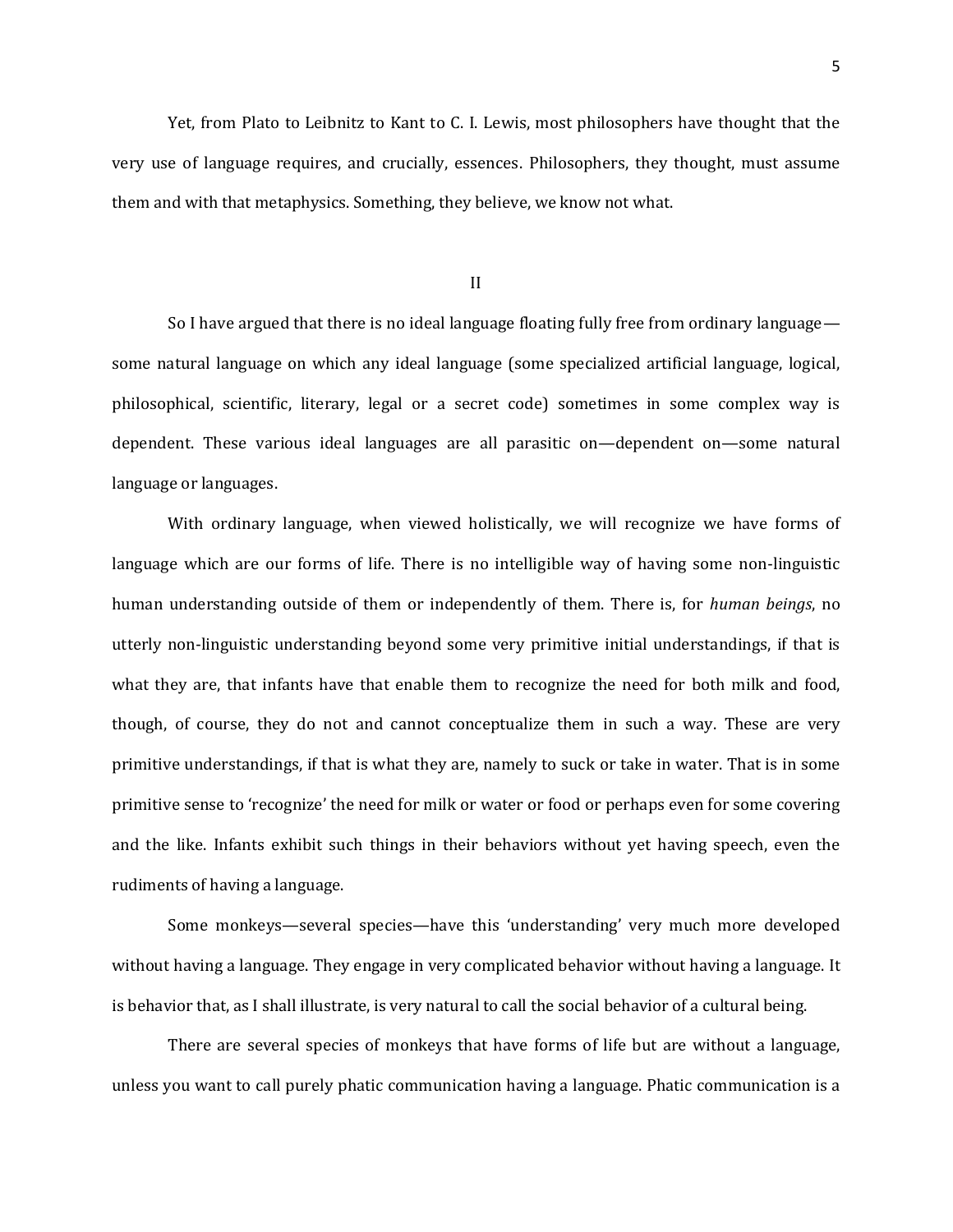Yet, from Plato to Leibnitz to Kant to C. I. Lewis, most philosophers have thought that the very use of language requires, and crucially, essences. Philosophers, they thought, must assume them and with that metaphysics. Something, they believe, we know not what.

## II

So I have argued that there is no ideal language floating fully free from ordinary language—some natural language on which any ideal language (some specialized artificial language, logical, philosophical, scientific, literary, legal or a secret code) sometimes in some complex way is dependent. These various ideal languages are all parasitic on—dependent on—some natural language or languages.

With ordinary language, when viewed holistically, we will recognize we have forms of language which are our forms of life. There is no intelligible way of having some non-linguistic human understanding outside of them or independently of them. There is, for *human beings*, no utterly non-linguistic understanding beyond some very primitive initial understandings, if that is what they are, that infants have that enable them to recognize the need for both milk and food, though, of course, they do not and cannot conceptualize them in such a way. These are very primitive understandings, if that is what they are, namely to suck or take in water. That is in some primitive sense to 'recognize' the need for milk or water or food or perhaps even for some covering and the like. Infants exhibit such things in their behaviors without yet having speech, even the rudiments of having a language.

Some monkeys—several species—have this 'understanding' very much more developed without having a language. They engage in very complicated behavior without having a language. It is behavior that, as I shall illustrate, is very natural to call the social behavior of a cultural being.

There are several species of monkeys that have forms of life but are without a language, unless you want to call purely phatic communication having a language. Phatic communication is a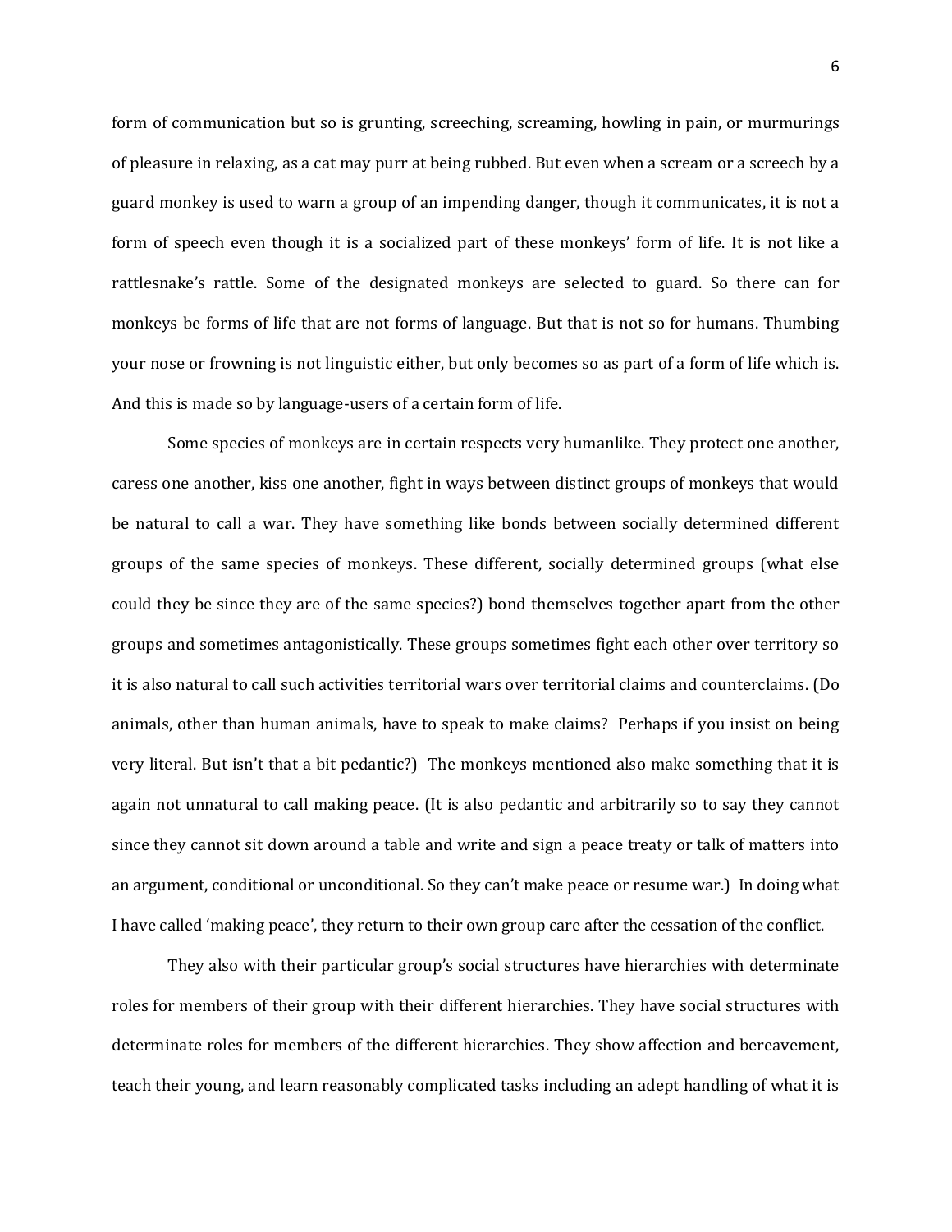form of communication but so is grunting, screeching, screaming, howling in pain, or murmurings of pleasure in relaxing, as a cat may purr at being rubbed. But even when a scream or a screech by a guard monkey is used to warn a group of an impending danger, though it communicates, it is not a form of speech even though it is a socialized part of these monkeys' form of life. It is not like a rattlesnake's rattle. Some of the designated monkeys are selected to guard. So there can for monkeys be forms of life that are not forms of language. But that is not so for humans. Thumbing your nose or frowning is not linguistic either, but only becomes so as part of a form of life which is. And this is made so by language-users of a certain form of life.

Some species of monkeys are in certain respects very humanlike. They protect one another, caress one another, kiss one another, fight in ways between distinct groups of monkeys that would be natural to call a war. They have something like bonds between socially determined different groups of the same species of monkeys. These different, socially determined groups (what else could they be since they are of the same species?) bond themselves together apart from the other groups and sometimes antagonistically. These groups sometimes fight each other over territory so it is also natural to call such activities territorial wars over territorial claims and counterclaims. (Do animals, other than human animals, have to speak to make claims? Perhaps if you insist on being very literal. But isn't that a bit pedantic?) The monkeys mentioned also make something that it is again not unnatural to call making peace. (It is also pedantic and arbitrarily so to say they cannot since they cannot sit down around a table and write and sign a peace treaty or talk of matters into an argument, conditional or unconditional. So they can't make peace or resume war.) In doing what I have called 'making peace', they return to their own group care after the cessation of the conflict.

They also with their particular group's social structures have hierarchies with determinate roles for members of their group with their different hierarchies. They have social structures with determinate roles for members of the different hierarchies. They show affection and bereavement, teach their young, and learn reasonably complicated tasks including an adept handling of what it is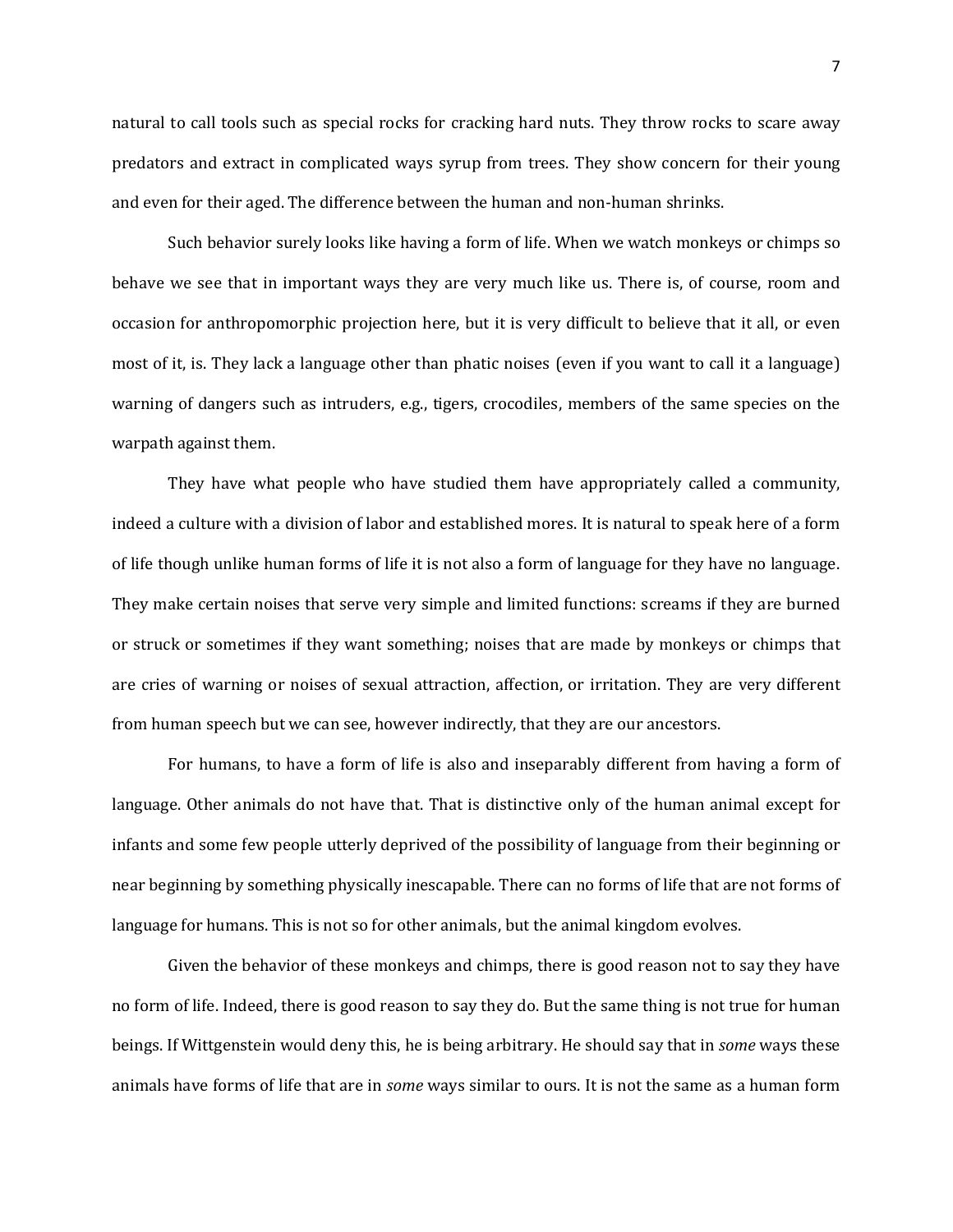natural to call tools such as special rocks for cracking hard nuts. They throw rocks to scare away predators and extract in complicated ways syrup from trees. They show concern for their young and even for their aged. The difference between the human and non-human shrinks.

Such behavior surely looks like having a form of life. When we watch monkeys or chimps so behave we see that in important ways they are very much like us. There is, of course, room and occasion for anthropomorphic projection here, but it is very difficult to believe that it all, or even most of it, is. They lack a language other than phatic noises (even if you want to call it a language) warning of dangers such as intruders, e.g., tigers, crocodiles, members of the same species on the warpath against them.

They have what people who have studied them have appropriately called a community, indeed a culture with a division of labor and established mores. It is natural to speak here of a form of life though unlike human forms of life it is not also a form of language for they have no language. They make certain noises that serve very simple and limited functions: screams if they are burned or struck or sometimes if they want something; noises that are made by monkeys or chimps that are cries of warning or noises of sexual attraction, affection, or irritation. They are very different from human speech but we can see, however indirectly, that they are our ancestors.

For humans, to have a form of life is also and inseparably different from having a form of language. Other animals do not have that. That is distinctive only of the human animal except for infants and some few people utterly deprived of the possibility of language from their beginning or near beginning by something physically inescapable. There can no forms of life that are not forms of language for humans. This is not so for other animals, but the animal kingdom evolves.

Given the behavior of these monkeys and chimps, there is good reason not to say they have no form of life. Indeed, there is good reason to say they do. But the same thing is not true for human beings. If Wittgenstein would deny this, he is being arbitrary. He should say that in *some* ways these animals have forms of life that are in *some* ways similar to ours. It is not the same as a human form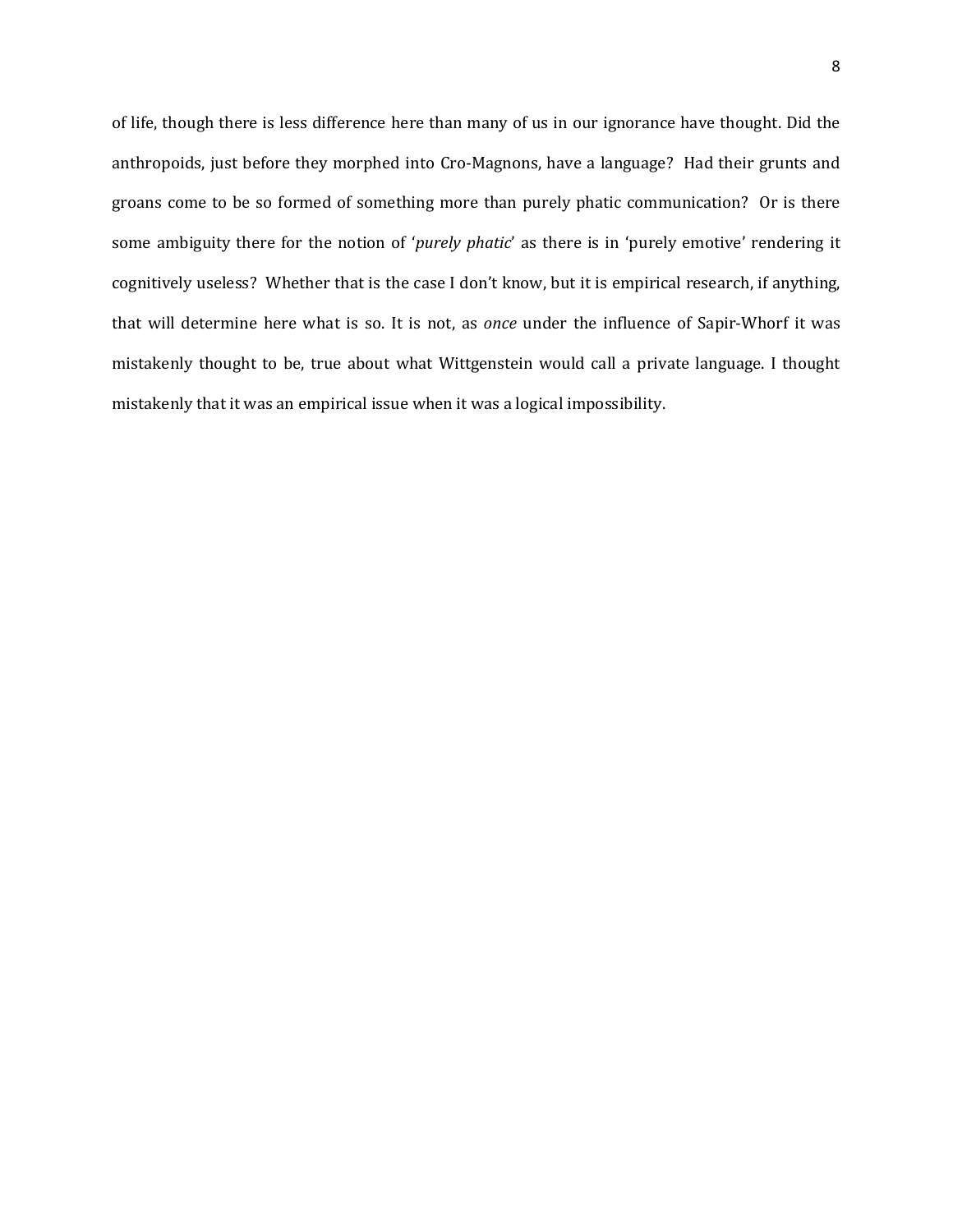of life, though there is less difference here than many of us in our ignorance have thought. Did the anthropoids, just before they morphed into Cro-Magnons, have a language? Had their grunts and groans come to be so formed of something more than purely phatic communication? Or is there some ambiguity there for the notion of '*purely phatic*' as there is in 'purely emotive' rendering it cognitively useless? Whether that is the case I don't know, but it is empirical research, if anything, that will determine here what is so. It is not, as *once* under the influence of Sapir-Whorf it was mistakenly thought to be, true about what Wittgenstein would call a private language. I thought mistakenly that it was an empirical issue when it was a logical impossibility.